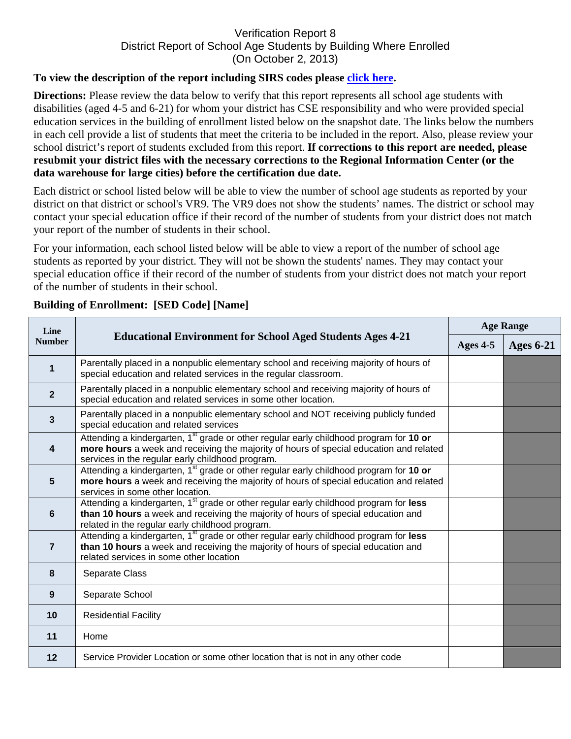# Verification Report 8
## District Report of School Age Students by Building Where Enrolled
### (On October 2, 2013)

**To view the description of the report including SIRS codes please click here.**

**Directions:** Please review the data below to verify that this report represents all school age students with disabilities (aged 4-5 and 6-21) for whom your district has CSE responsibility and who were provided special education services in the building of enrollment listed below on the snapshot date. The links below the numbers in each cell provide a list of students that meet the criteria to be included in the report. Also, please review your school district's report of students excluded from this report. **If corrections to this report are needed, please resubmit your district files with the necessary corrections to the Regional Information Center (or the data warehouse for large cities) before the certification due date.**

Each district or school listed below will be able to view the number of school age students as reported by your district on that district or school's VR9. The VR9 does not show the students' names. The district or school may contact your special education office if their record of the number of students from your district does not match your report of the number of students in their school.

For your information, each school listed below will be able to view a report of the number of school age students as reported by your district. They will not be shown the students' names. They may contact your special education office if their record of the number of students from your district does not match your report of the number of students in their school.

**Building of Enrollment: [SED Code] [Name]**

| Line Number | Educational Environment for School Aged Students Ages 4-21 | Age Range | |
|---|---|---|---|
| | | Ages 4-5 | Ages 6-21 |
| 1 | Parentally placed in a nonpublic elementary school and receiving majority of hours of special education and related services in the regular classroom. | | |
| 2 | Parentally placed in a nonpublic elementary school and receiving majority of hours of special education and related services in some other location. | | |
| 3 | Parentally placed in a nonpublic elementary school and NOT receiving publicly funded special education and related services | | |
| 4 | Attending a kindergarten, 1st grade or other regular early childhood program for **10 or more hours** a week and receiving the majority of hours of special education and related services in the regular early childhood program. | | |
| 5 | Attending a kindergarten, 1st grade or other regular early childhood program for **10 or more hours** a week and receiving the majority of hours of special education and related services in some other location. | | |
| 6 | Attending a kindergarten, 1st grade or other regular early childhood program for **less than 10 hours** a week and receiving the majority of hours of special education and related in the regular early childhood program. | | |
| 7 | Attending a kindergarten, 1st grade or other regular early childhood program for **less than 10 hours** a week and receiving the majority of hours of special education and related services in some other location | | |
| 8 | Separate Class | | |
| 9 | Separate School | | |
| 10 | Residential Facility | | |
| 11 | Home | | |
| 12 | Service Provider Location or some other location that is not in any other code | | |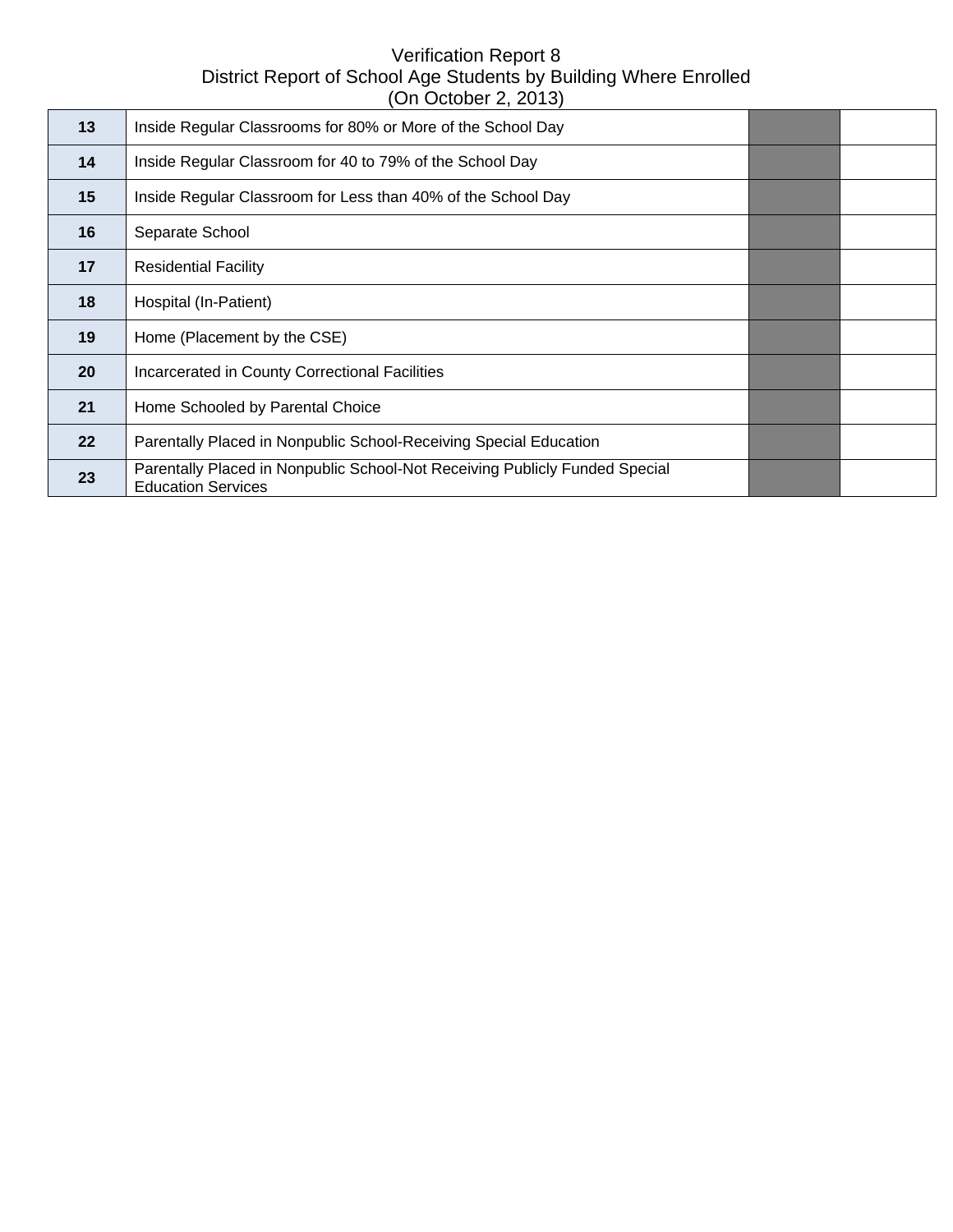Verification Report 8

District Report of School Age Students by Building Where Enrolled

(On October 2, 2013)

| | | | |
|---|---|---|---|
| **13** | Inside Regular Classrooms for 80% or More of the School Day | | |
| **14** | Inside Regular Classroom for 40 to 79% of the School Day | | |
| **15** | Inside Regular Classroom for Less than 40% of the School Day | | |
| **16** | Separate School | | |
| **17** | Residential Facility | | |
| **18** | Hospital (In-Patient) | | |
| **19** | Home (Placement by the CSE) | | |
| **20** | Incarcerated in County Correctional Facilities | | |
| **21** | Home Schooled by Parental Choice | | |
| **22** | Parentally Placed in Nonpublic School-Receiving Special Education | | |
| **23** | Parentally Placed in Nonpublic School-Not Receiving Publicly Funded Special Education Services | | |